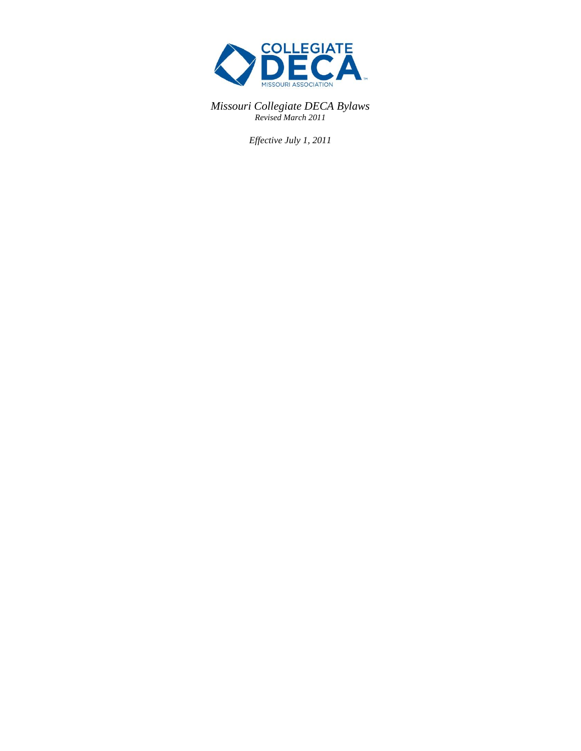COLLEGIATE DECA MISSOURI ASSOCIATION

*Missouri Collegiate DECA Bylaws*
*Revised March 2011*

*Effective July 1, 2011*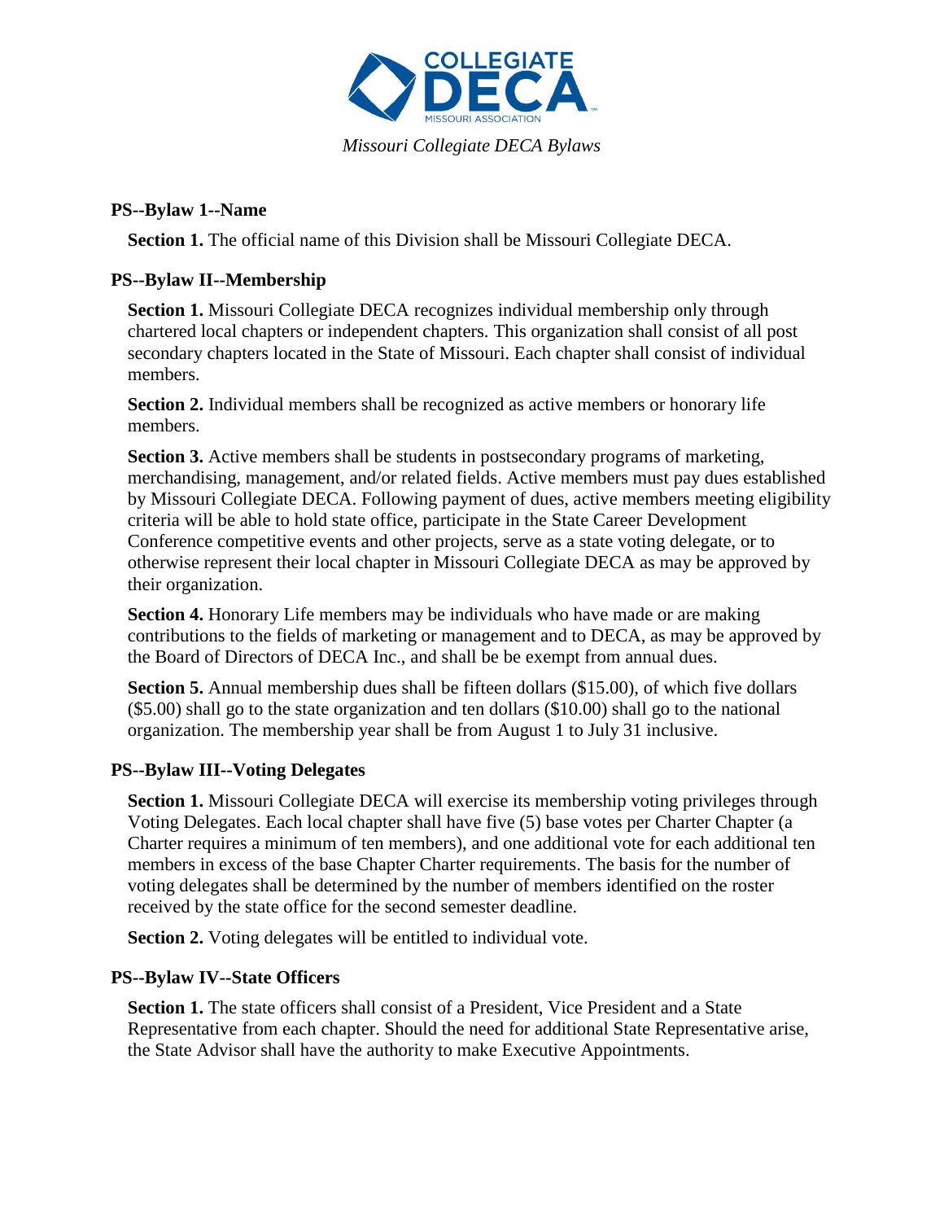*Missouri Collegiate DECA Bylaws*

### PS--Bylaw 1--Name

**Section 1.** The official name of this Division shall be Missouri Collegiate DECA.

### PS--Bylaw II--Membership

**Section 1.** Missouri Collegiate DECA recognizes individual membership only through chartered local chapters or independent chapters. This organization shall consist of all post secondary chapters located in the State of Missouri. Each chapter shall consist of individual members.

**Section 2.** Individual members shall be recognized as active members or honorary life members.

**Section 3.** Active members shall be students in postsecondary programs of marketing, merchandising, management, and/or related fields. Active members must pay dues established by Missouri Collegiate DECA. Following payment of dues, active members meeting eligibility criteria will be able to hold state office, participate in the State Career Development Conference competitive events and other projects, serve as a state voting delegate, or to otherwise represent their local chapter in Missouri Collegiate DECA as may be approved by their organization.

**Section 4.** Honorary Life members may be individuals who have made or are making contributions to the fields of marketing or management and to DECA, as may be approved by the Board of Directors of DECA Inc., and shall be be exempt from annual dues.

**Section 5.** Annual membership dues shall be fifteen dollars ($15.00), of which five dollars ($5.00) shall go to the state organization and ten dollars ($10.00) shall go to the national organization. The membership year shall be from August 1 to July 31 inclusive.

### PS--Bylaw III--Voting Delegates

**Section 1.** Missouri Collegiate DECA will exercise its membership voting privileges through Voting Delegates. Each local chapter shall have five (5) base votes per Charter Chapter (a Charter requires a minimum of ten members), and one additional vote for each additional ten members in excess of the base Chapter Charter requirements. The basis for the number of voting delegates shall be determined by the number of members identified on the roster received by the state office for the second semester deadline.

**Section 2.** Voting delegates will be entitled to individual vote.

### PS--Bylaw IV--State Officers

**Section 1.** The state officers shall consist of a President, Vice President and a State Representative from each chapter. Should the need for additional State Representative arise, the State Advisor shall have the authority to make Executive Appointments.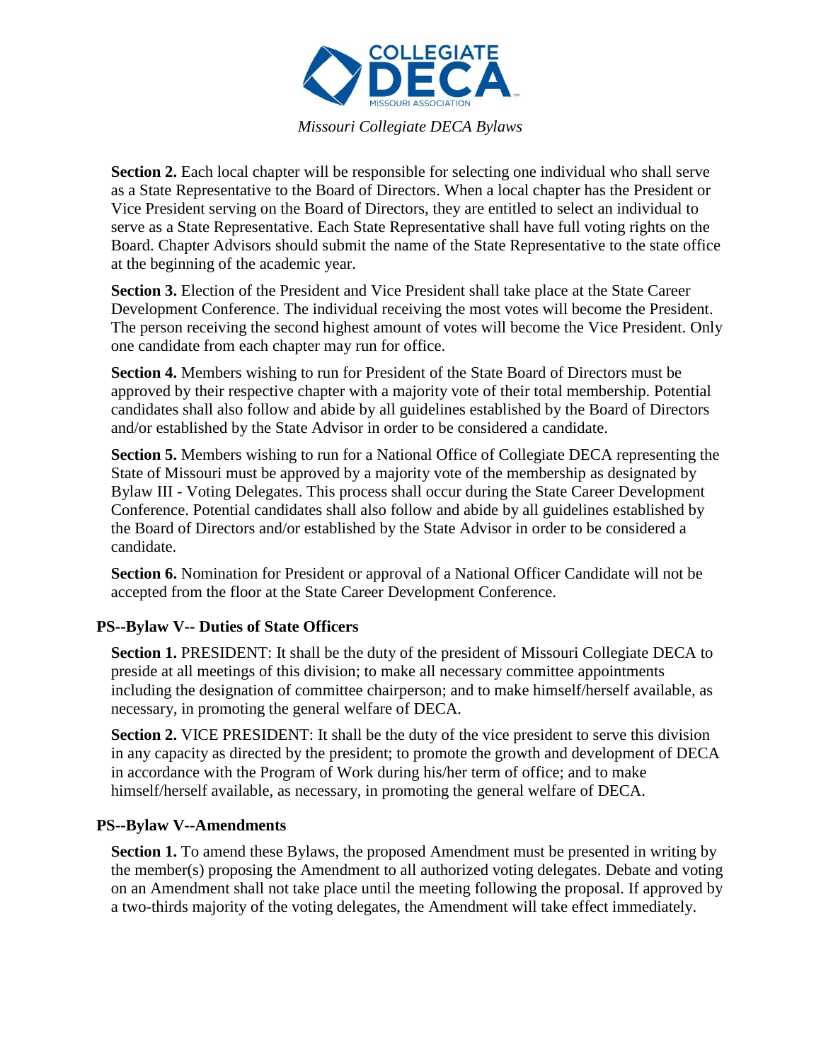**Section 2.** Each local chapter will be responsible for selecting one individual who shall serve as a State Representative to the Board of Directors. When a local chapter has the President or Vice President serving on the Board of Directors, they are entitled to select an individual to serve as a State Representative. Each State Representative shall have full voting rights on the Board. Chapter Advisors should submit the name of the State Representative to the state office at the beginning of the academic year.

**Section 3.** Election of the President and Vice President shall take place at the State Career Development Conference. The individual receiving the most votes will become the President. The person receiving the second highest amount of votes will become the Vice President. Only one candidate from each chapter may run for office.

**Section 4.** Members wishing to run for President of the State Board of Directors must be approved by their respective chapter with a majority vote of their total membership. Potential candidates shall also follow and abide by all guidelines established by the Board of Directors and/or established by the State Advisor in order to be considered a candidate.

**Section 5.** Members wishing to run for a National Office of Collegiate DECA representing the State of Missouri must be approved by a majority vote of the membership as designated by Bylaw III - Voting Delegates. This process shall occur during the State Career Development Conference. Potential candidates shall also follow and abide by all guidelines established by the Board of Directors and/or established by the State Advisor in order to be considered a candidate.

**Section 6.** Nomination for President or approval of a National Officer Candidate will not be accepted from the floor at the State Career Development Conference.

### PS--Bylaw V-- Duties of State Officers

**Section 1.** PRESIDENT: It shall be the duty of the president of Missouri Collegiate DECA to preside at all meetings of this division; to make all necessary committee appointments including the designation of committee chairperson; and to make himself/herself available, as necessary, in promoting the general welfare of DECA.

**Section 2.** VICE PRESIDENT: It shall be the duty of the vice president to serve this division in any capacity as directed by the president; to promote the growth and development of DECA in accordance with the Program of Work during his/her term of office; and to make himself/herself available, as necessary, in promoting the general welfare of DECA.

### PS--Bylaw V--Amendments

**Section 1.** To amend these Bylaws, the proposed Amendment must be presented in writing by the member(s) proposing the Amendment to all authorized voting delegates. Debate and voting on an Amendment shall not take place until the meeting following the proposal. If approved by a two-thirds majority of the voting delegates, the Amendment will take effect immediately.